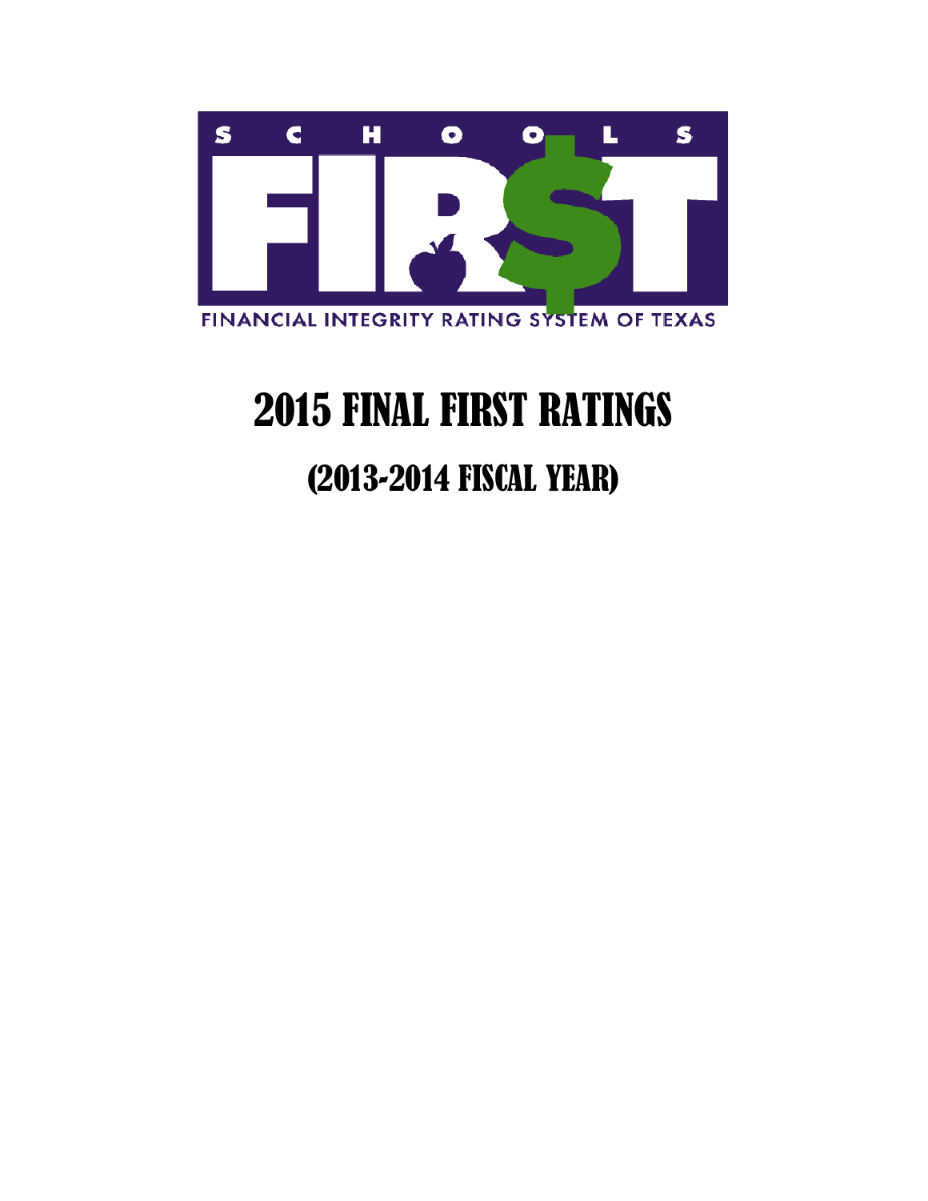SCHOOLS FIRST

FINANCIAL INTEGRITY RATING SYSTEM OF TEXAS

# 2015 FINAL FIRST RATINGS

## (2013-2014 FISCAL YEAR)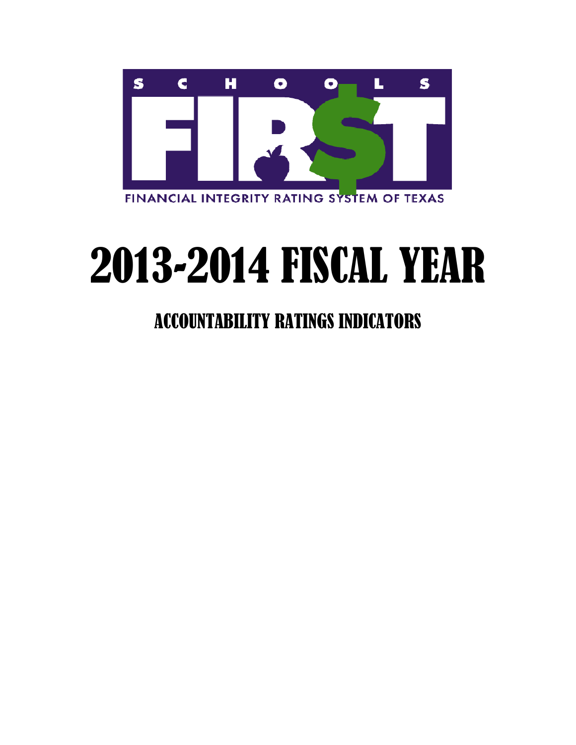SCHOOLS FIRST

FINANCIAL INTEGRITY RATING SYSTEM OF TEXAS

# 2013-2014 FISCAL YEAR

## ACCOUNTABILITY RATINGS INDICATORS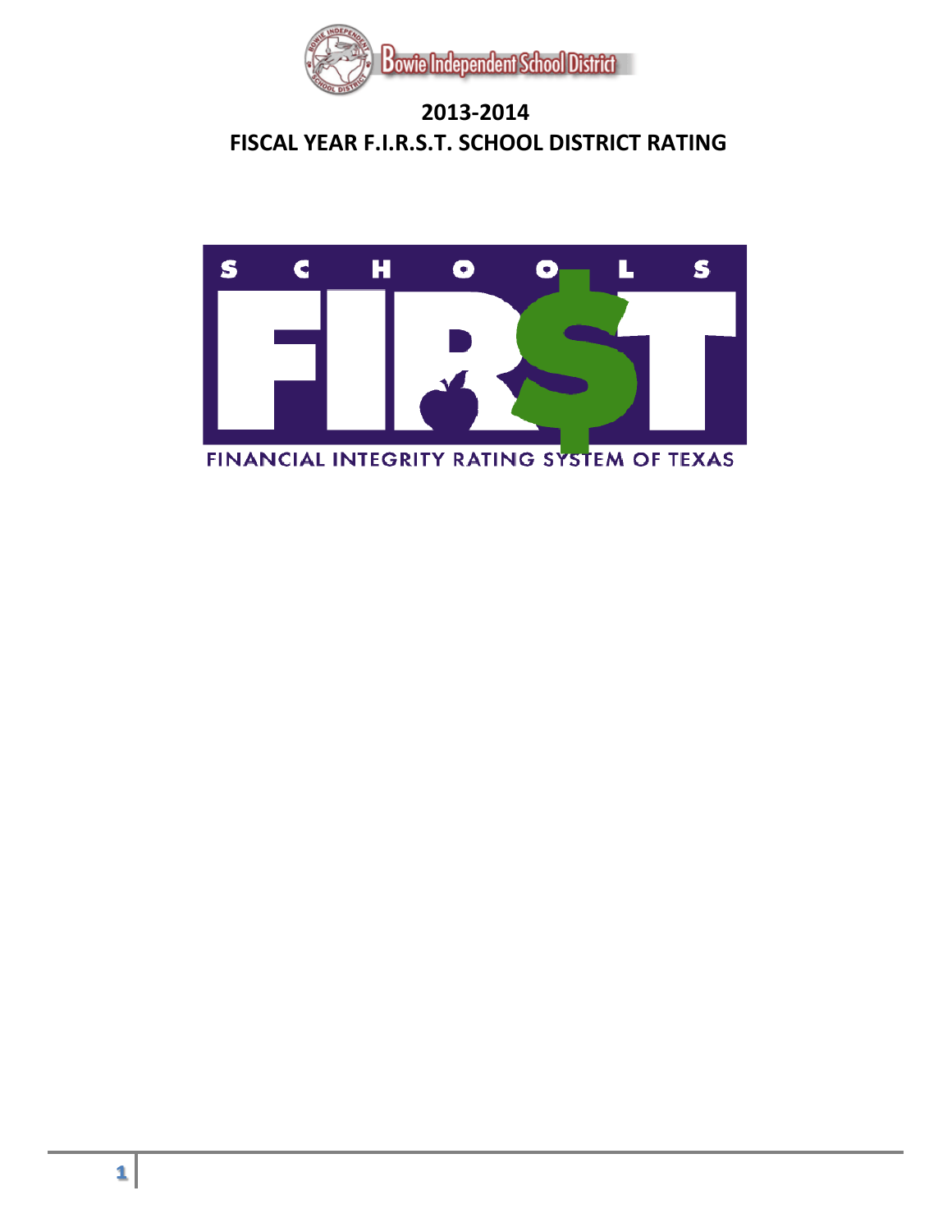Bowie Independent School District

# 2013-2014
# FISCAL YEAR F.I.R.S.T. SCHOOL DISTRICT RATING

SCHOOLS FIR$T

FINANCIAL INTEGRITY RATING SYSTEM OF TEXAS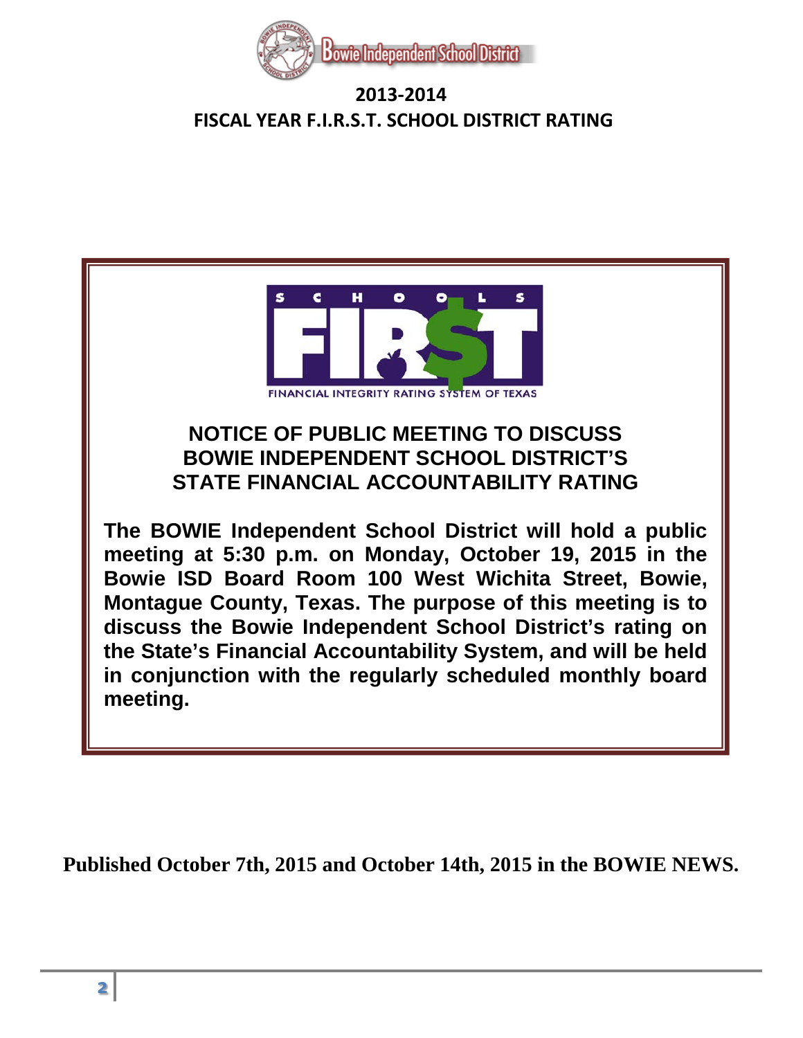Bowie Independent School District

# 2013-2014
# FISCAL YEAR F.I.R.S.T. SCHOOL DISTRICT RATING

SCHOOLS FIRST

FINANCIAL INTEGRITY RATING SYSTEM OF TEXAS

## NOTICE OF PUBLIC MEETING TO DISCUSS BOWIE INDEPENDENT SCHOOL DISTRICT'S STATE FINANCIAL ACCOUNTABILITY RATING

**The BOWIE Independent School District will hold a public meeting at 5:30 p.m. on Monday, October 19, 2015 in the Bowie ISD Board Room 100 West Wichita Street, Bowie, Montague County, Texas. The purpose of this meeting is to discuss the Bowie Independent School District's rating on the State's Financial Accountability System, and will be held in conjunction with the regularly scheduled monthly board meeting.**

**Published October 7th, 2015 and October 14th, 2015 in the BOWIE NEWS.**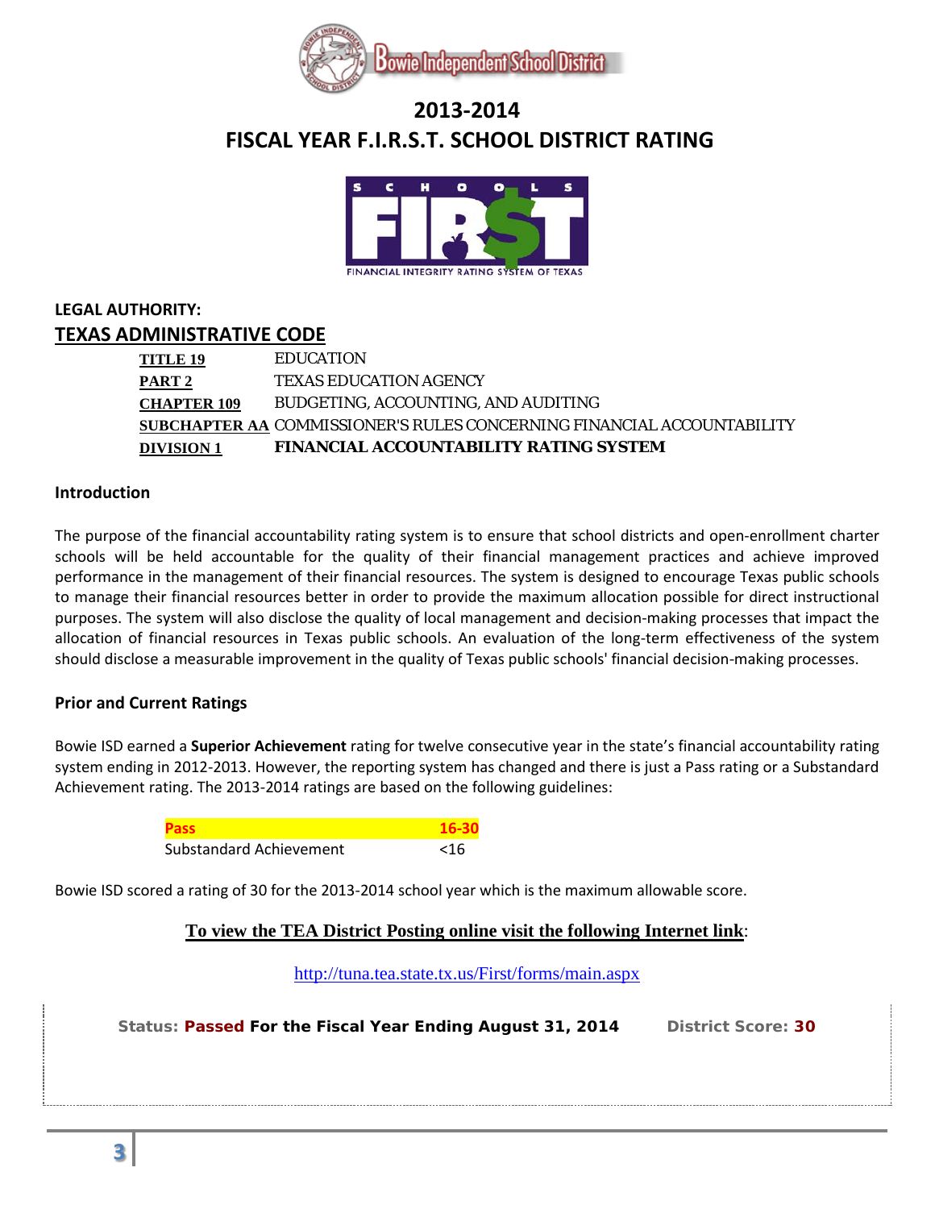Bowie Independent School District

# 2013-2014
# FISCAL YEAR F.I.R.S.T. SCHOOL DISTRICT RATING

SCHOOLS FIRST

FINANCIAL INTEGRITY RATING SYSTEM OF TEXAS

**LEGAL AUTHORITY:**

## TEXAS ADMINISTRATIVE CODE

| | |
|---|---|
| **TITLE 19** | EDUCATION |
| **PART 2** | TEXAS EDUCATION AGENCY |
| **CHAPTER 109** | BUDGETING, ACCOUNTING, AND AUDITING |
| **SUBCHAPTER AA** | COMMISSIONER'S RULES CONCERNING FINANCIAL ACCOUNTABILITY |
| **DIVISION 1** | **FINANCIAL ACCOUNTABILITY RATING SYSTEM** |

### Introduction

The purpose of the financial accountability rating system is to ensure that school districts and open-enrollment charter schools will be held accountable for the quality of their financial management practices and achieve improved performance in the management of their financial resources. The system is designed to encourage Texas public schools to manage their financial resources better in order to provide the maximum allocation possible for direct instructional purposes. The system will also disclose the quality of local management and decision-making processes that impact the allocation of financial resources in Texas public schools. An evaluation of the long-term effectiveness of the system should disclose a measurable improvement in the quality of Texas public schools' financial decision-making processes.

### Prior and Current Ratings

Bowie ISD earned a **Superior Achievement** rating for twelve consecutive year in the state's financial accountability rating system ending in 2012-2013. However, the reporting system has changed and there is just a Pass rating or a Substandard Achievement rating. The 2013-2014 ratings are based on the following guidelines:

| Rating | Score |
|---|---|
| **Pass** | **16-30** |
| Substandard Achievement | <16 |

Bowie ISD scored a rating of 30 for the 2013-2014 school year which is the maximum allowable score.

**To view the TEA District Posting online visit the following Internet link**:

http://tuna.tea.state.tx.us/First/forms/main.aspx

**Status: Passed For the Fiscal Year Ending August 31, 2014** **District Score: 30**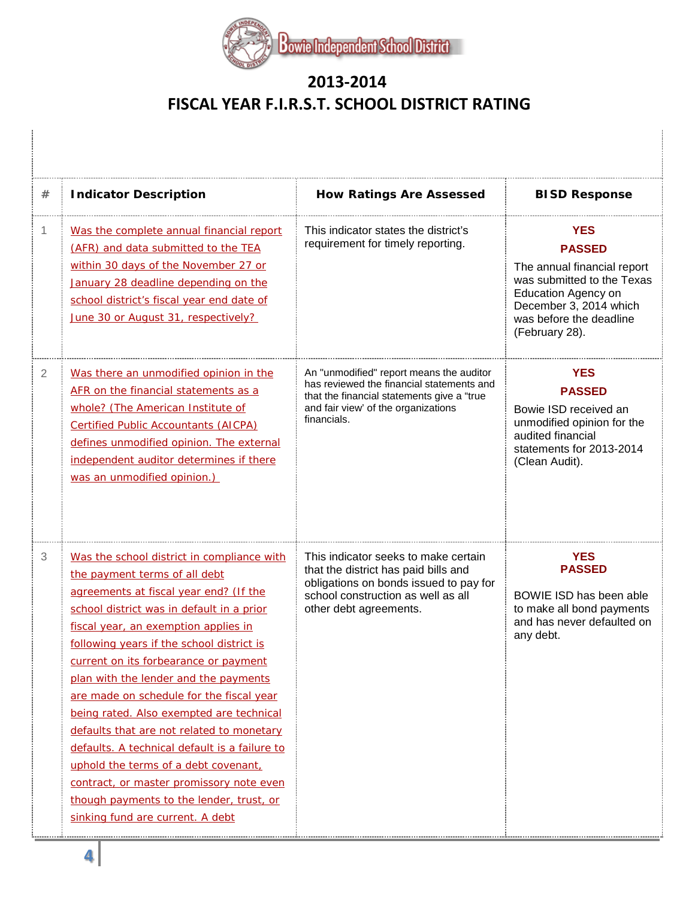Bowie Independent School District

# 2013-2014
# FISCAL YEAR F.I.R.S.T. SCHOOL DISTRICT RATING

| # | Indicator Description | How Ratings Are Assessed | BISD Response |
|---|---|---|---|
| 1 | Was the complete annual financial report (AFR) and data submitted to the TEA within 30 days of the November 27 or January 28 deadline depending on the school district's fiscal year end date of June 30 or August 31, respectively? | This indicator states the district's requirement for timely reporting. | **YES** **PASSED** The annual financial report was submitted to the Texas Education Agency on December 3, 2014 which was before the deadline (February 28). |
| 2 | Was there an unmodified opinion in the AFR on the financial statements as a whole? (The American Institute of Certified Public Accountants (AICPA) defines unmodified opinion. The external independent auditor determines if there was an unmodified opinion.) | An "unmodified" report means the auditor has reviewed the financial statements and that the financial statements give a "true and fair view' of the organizations financials. | **YES** **PASSED** Bowie ISD received an unmodified opinion for the audited financial statements for 2013-2014 (Clean Audit). |
| 3 | Was the school district in compliance with the payment terms of all debt agreements at fiscal year end? (If the school district was in default in a prior fiscal year, an exemption applies in following years if the school district is current on its forbearance or payment plan with the lender and the payments are made on schedule for the fiscal year being rated. Also exempted are technical defaults that are not related to monetary defaults. A technical default is a failure to uphold the terms of a debt covenant, contract, or master promissory note even though payments to the lender, trust, or sinking fund are current. A debt | This indicator seeks to make certain that the district has paid bills and obligations on bonds issued to pay for school construction as well as all other debt agreements. | **YES** **PASSED** BOWIE ISD has been able to make all bond payments and has never defaulted on any debt. |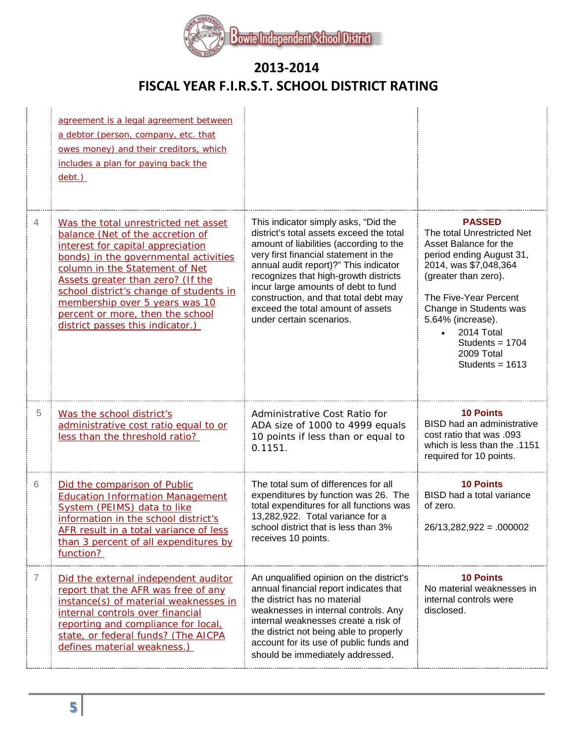# 2013-2014

# FISCAL YEAR F.I.R.S.T. SCHOOL DISTRICT RATING

| | | | |
|---|---|---|---|
| | agreement is a legal agreement between a debtor (person, company, etc. that owes money) and their creditors, which includes a plan for paying back the debt.) | | |
| 4 | Was the total unrestricted net asset balance (Net of the accretion of interest for capital appreciation bonds) in the governmental activities column in the Statement of Net Assets greater than zero? (If the school district's change of students in membership over 5 years was 10 percent or more, then the school district passes this indicator.) | This indicator simply asks, "Did the district's total assets exceed the total amount of liabilities (according to the very first financial statement in the annual audit report)?" This indicator recognizes that high-growth districts incur large amounts of debt to fund construction, and that total debt may exceed the total amount of assets under certain scenarios. | **PASSED**<br>The total Unrestricted Net Asset Balance for the period ending August 31, 2014, was $7,048,364 (greater than zero).<br><br>The Five-Year Percent Change in Students was 5.64% (increase).<br>• 2014 Total Students = 1704<br>2009 Total Students = 1613 |
| 5 | Was the school district's administrative cost ratio equal to or less than the threshold ratio? | Administrative Cost Ratio for ADA size of 1000 to 4999 equals 10 points if less than or equal to 0.1151. | **10 Points**<br>BISD had an administrative cost ratio that was .093 which is less than the .1151 required for 10 points. |
| 6 | Did the comparison of Public Education Information Management System (PEIMS) data to like information in the school district's AFR result in a total variance of less than 3 percent of all expenditures by function? | The total sum of differences for all expenditures by function was 26. The total expenditures for all functions was 13,282,922. Total variance for a school district that is less than 3% receives 10 points. | **10 Points**<br>BISD had a total variance of zero.<br><br>26/13,282,922 = .000002 |
| 7 | Did the external independent auditor report that the AFR was free of any instance(s) of material weaknesses in internal controls over financial reporting and compliance for local, state, or federal funds? (The AICPA defines material weakness.) | An unqualified opinion on the district's annual financial report indicates that the district has no material weaknesses in internal controls. Any internal weaknesses create a risk of the district not being able to properly account for its use of public funds and should be immediately addressed. | **10 Points**<br>No material weaknesses in internal controls were disclosed. |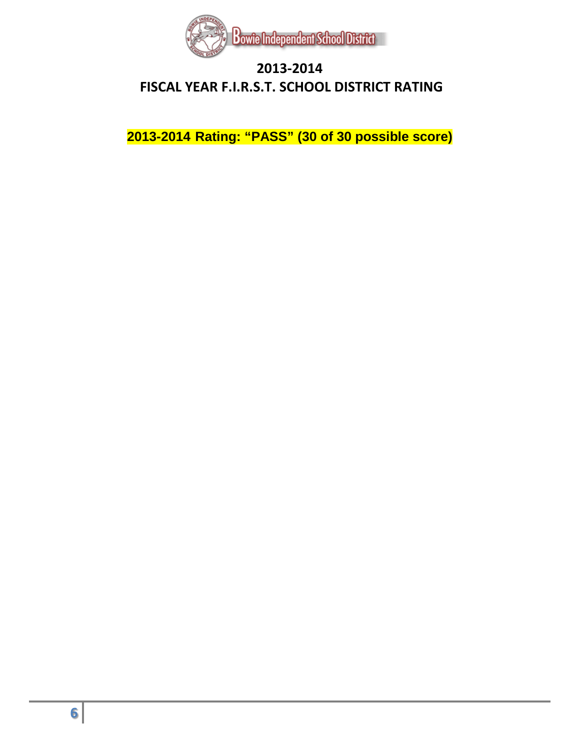# 2013-2014

# FISCAL YEAR F.I.R.S.T. SCHOOL DISTRICT RATING

**2013-2014 Rating: "PASS" (30 of 30 possible score)**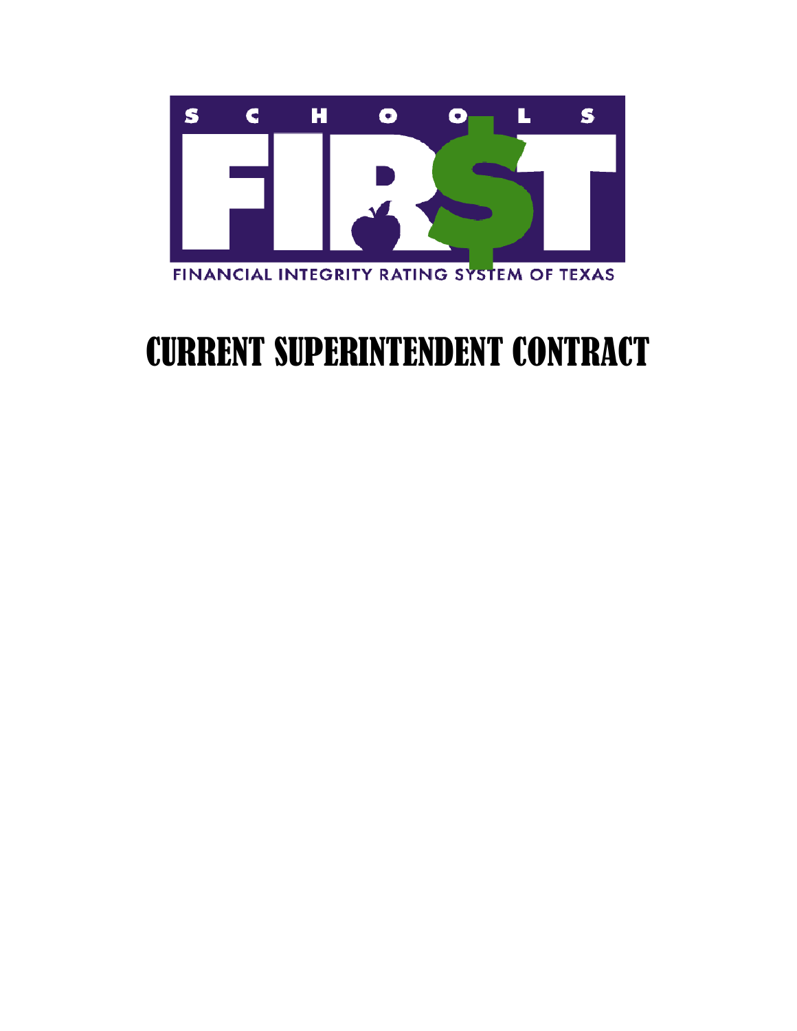SCHOOLS FIR$T

FINANCIAL INTEGRITY RATING SYSTEM OF TEXAS

# CURRENT SUPERINTENDENT CONTRACT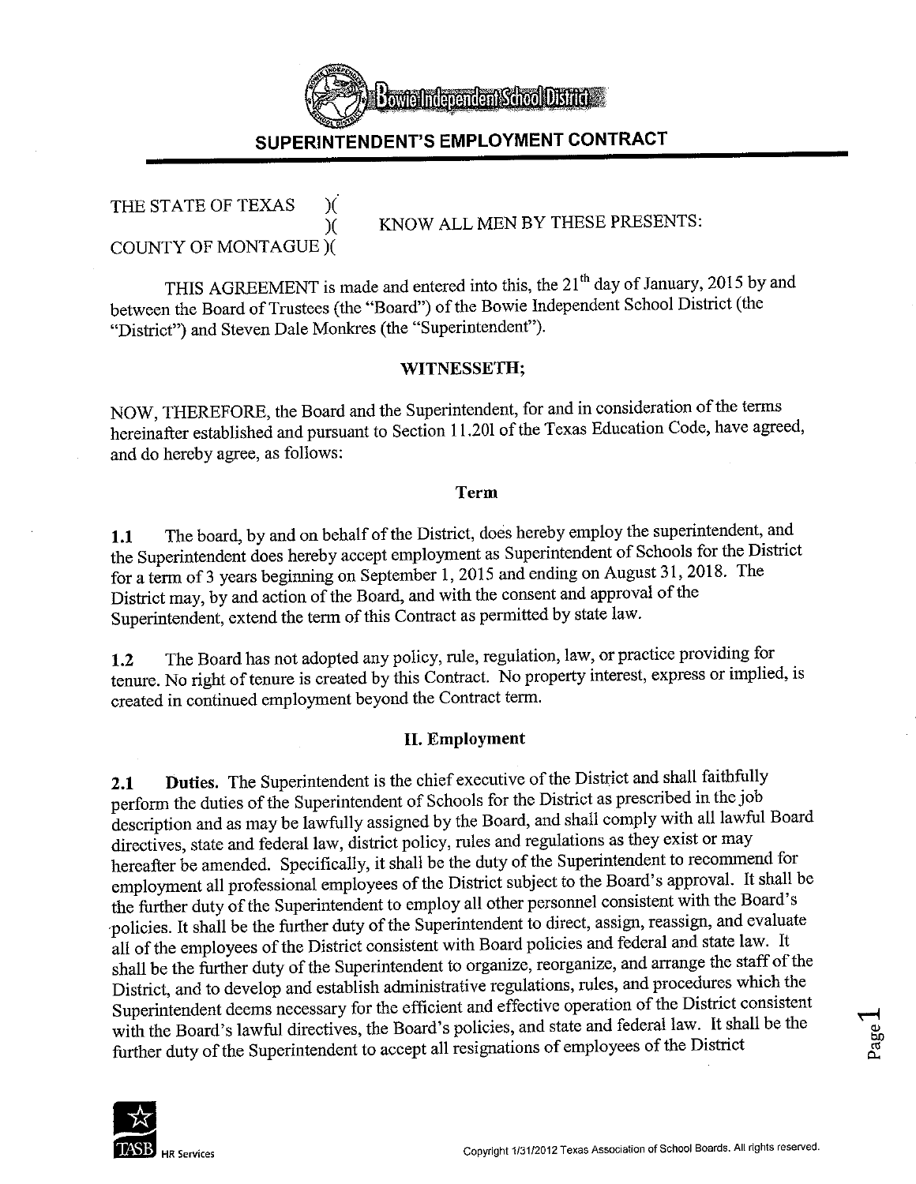Bowie Independent School District

# SUPERINTENDENT'S EMPLOYMENT CONTRACT

THE STATE OF TEXAS )(
)( KNOW ALL MEN BY THESE PRESENTS:
COUNTY OF MONTAGUE )(

THIS AGREEMENT is made and entered into this, the 21th day of January, 2015 by and between the Board of Trustees (the "Board") of the Bowie Independent School District (the "District") and Steven Dale Monkres (the "Superintendent").

**WITNESSETH;**

NOW, THEREFORE, the Board and the Superintendent, for and in consideration of the terms hereinafter established and pursuant to Section 11.201 of the Texas Education Code, have agreed, and do hereby agree, as follows:

## Term

**1.1** The board, by and on behalf of the District, does hereby employ the superintendent, and the Superintendent does hereby accept employment as Superintendent of Schools for the District for a term of 3 years beginning on September 1, 2015 and ending on August 31, 2018. The District may, by and action of the Board, and with the consent and approval of the Superintendent, extend the term of this Contract as permitted by state law.

**1.2** The Board has not adopted any policy, rule, regulation, law, or practice providing for tenure. No right of tenure is created by this Contract. No property interest, express or implied, is created in continued employment beyond the Contract term.

## II. Employment

**2.1 Duties.** The Superintendent is the chief executive of the District and shall faithfully perform the duties of the Superintendent of Schools for the District as prescribed in the job description and as may be lawfully assigned by the Board, and shall comply with all lawful Board directives, state and federal law, district policy, rules and regulations as they exist or may hereafter be amended. Specifically, it shall be the duty of the Superintendent to recommend for employment all professional employees of the District subject to the Board's approval. It shall be the further duty of the Superintendent to employ all other personnel consistent with the Board's policies. It shall be the further duty of the Superintendent to direct, assign, reassign, and evaluate all of the employees of the District consistent with Board policies and federal and state law. It shall be the further duty of the Superintendent to organize, reorganize, and arrange the staff of the District, and to develop and establish administrative regulations, rules, and procedures which the Superintendent deems necessary for the efficient and effective operation of the District consistent with the Board's lawful directives, the Board's policies, and state and federal law. It shall be the further duty of the Superintendent to accept all resignations of employees of the District

TASB HR Services

Copyright 1/31/2012 Texas Association of School Boards. All rights reserved.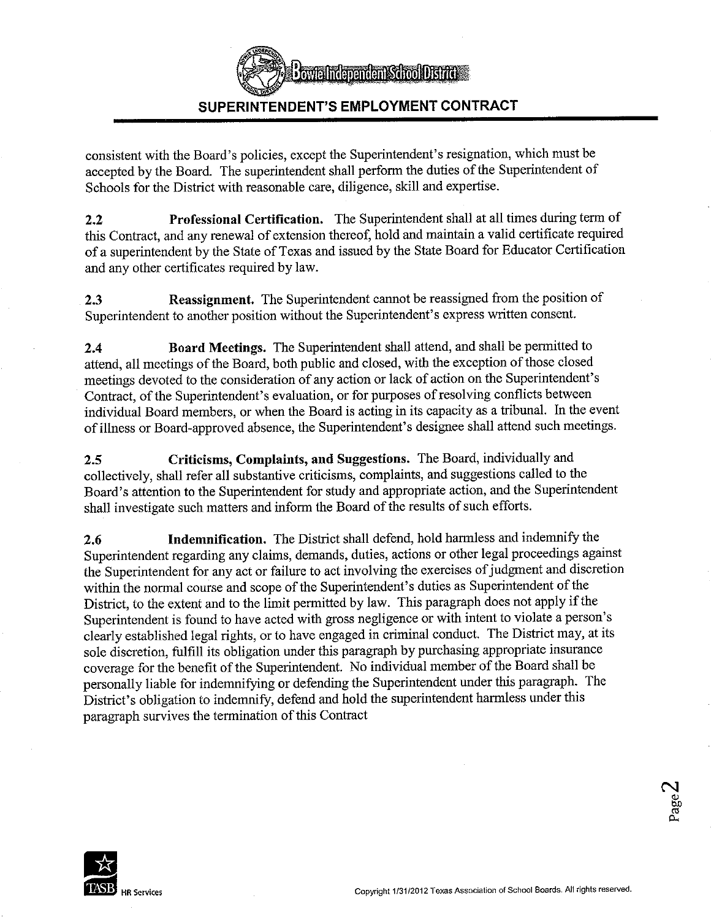consistent with the Board's policies, except the Superintendent's resignation, which must be accepted by the Board. The superintendent shall perform the duties of the Superintendent of Schools for the District with reasonable care, diligence, skill and expertise.

**2.2 Professional Certification.** The Superintendent shall at all times during term of this Contract, and any renewal of extension thereof, hold and maintain a valid certificate required of a superintendent by the State of Texas and issued by the State Board for Educator Certification and any other certificates required by law.

**2.3 Reassignment.** The Superintendent cannot be reassigned from the position of Superintendent to another position without the Superintendent's express written consent.

**2.4 Board Meetings.** The Superintendent shall attend, and shall be permitted to attend, all meetings of the Board, both public and closed, with the exception of those closed meetings devoted to the consideration of any action or lack of action on the Superintendent's Contract, of the Superintendent's evaluation, or for purposes of resolving conflicts between individual Board members, or when the Board is acting in its capacity as a tribunal. In the event of illness or Board-approved absence, the Superintendent's designee shall attend such meetings.

**2.5 Criticisms, Complaints, and Suggestions.** The Board, individually and collectively, shall refer all substantive criticisms, complaints, and suggestions called to the Board's attention to the Superintendent for study and appropriate action, and the Superintendent shall investigate such matters and inform the Board of the results of such efforts.

**2.6 Indemnification.** The District shall defend, hold harmless and indemnify the Superintendent regarding any claims, demands, duties, actions or other legal proceedings against the Superintendent for any act or failure to act involving the exercises of judgment and discretion within the normal course and scope of the Superintendent's duties as Superintendent of the District, to the extent and to the limit permitted by law. This paragraph does not apply if the Superintendent is found to have acted with gross negligence or with intent to violate a person's clearly established legal rights, or to have engaged in criminal conduct. The District may, at its sole discretion, fulfill its obligation under this paragraph by purchasing appropriate insurance coverage for the benefit of the Superintendent. No individual member of the Board shall be personally liable for indemnifying or defending the Superintendent under this paragraph. The District's obligation to indemnify, defend and hold the superintendent harmless under this paragraph survives the termination of this Contract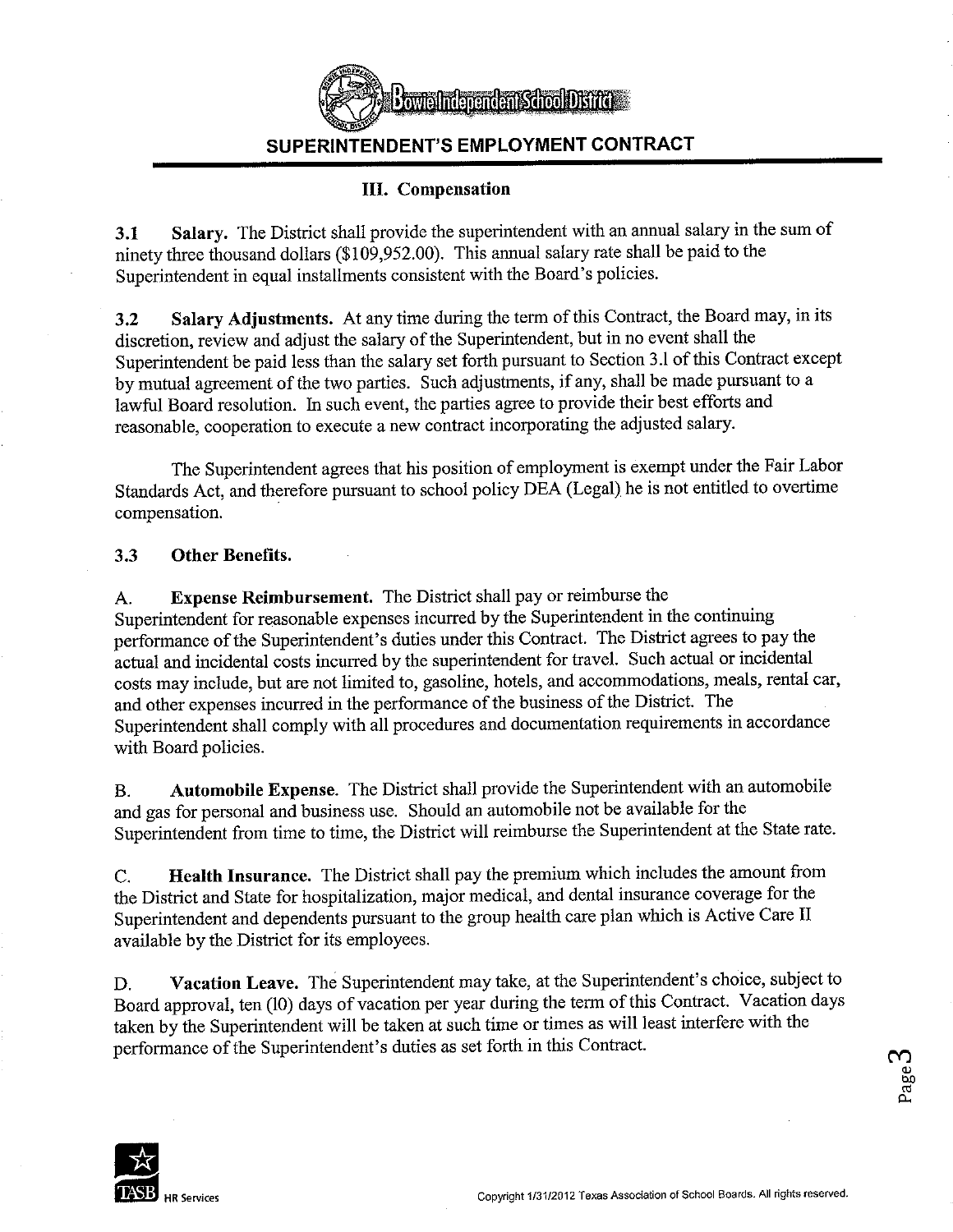## SUPERINTENDENT'S EMPLOYMENT CONTRACT

### III. Compensation

**3.1 Salary.** The District shall provide the superintendent with an annual salary in the sum of ninety three thousand dollars ($109,952.00). This annual salary rate shall be paid to the Superintendent in equal installments consistent with the Board's policies.

**3.2 Salary Adjustments.** At any time during the term of this Contract, the Board may, in its discretion, review and adjust the salary of the Superintendent, but in no event shall the Superintendent be paid less than the salary set forth pursuant to Section 3.1 of this Contract except by mutual agreement of the two parties. Such adjustments, if any, shall be made pursuant to a lawful Board resolution. In such event, the parties agree to provide their best efforts and reasonable, cooperation to execute a new contract incorporating the adjusted salary.

The Superintendent agrees that his position of employment is exempt under the Fair Labor Standards Act, and therefore pursuant to school policy DEA (Legal) he is not entitled to overtime compensation.

**3.3 Other Benefits.**

A. **Expense Reimbursement.** The District shall pay or reimburse the Superintendent for reasonable expenses incurred by the Superintendent in the continuing performance of the Superintendent's duties under this Contract. The District agrees to pay the actual and incidental costs incurred by the superintendent for travel. Such actual or incidental costs may include, but are not limited to, gasoline, hotels, and accommodations, meals, rental car, and other expenses incurred in the performance of the business of the District. The Superintendent shall comply with all procedures and documentation requirements in accordance with Board policies.

B. **Automobile Expense.** The District shall provide the Superintendent with an automobile and gas for personal and business use. Should an automobile not be available for the Superintendent from time to time, the District will reimburse the Superintendent at the State rate.

C. **Health Insurance.** The District shall pay the premium which includes the amount from the District and State for hospitalization, major medical, and dental insurance coverage for the Superintendent and dependents pursuant to the group health care plan which is Active Care II available by the District for its employees.

D. **Vacation Leave.** The Superintendent may take, at the Superintendent's choice, subject to Board approval, ten (10) days of vacation per year during the term of this Contract. Vacation days taken by the Superintendent will be taken at such time or times as will least interfere with the performance of the Superintendent's duties as set forth in this Contract.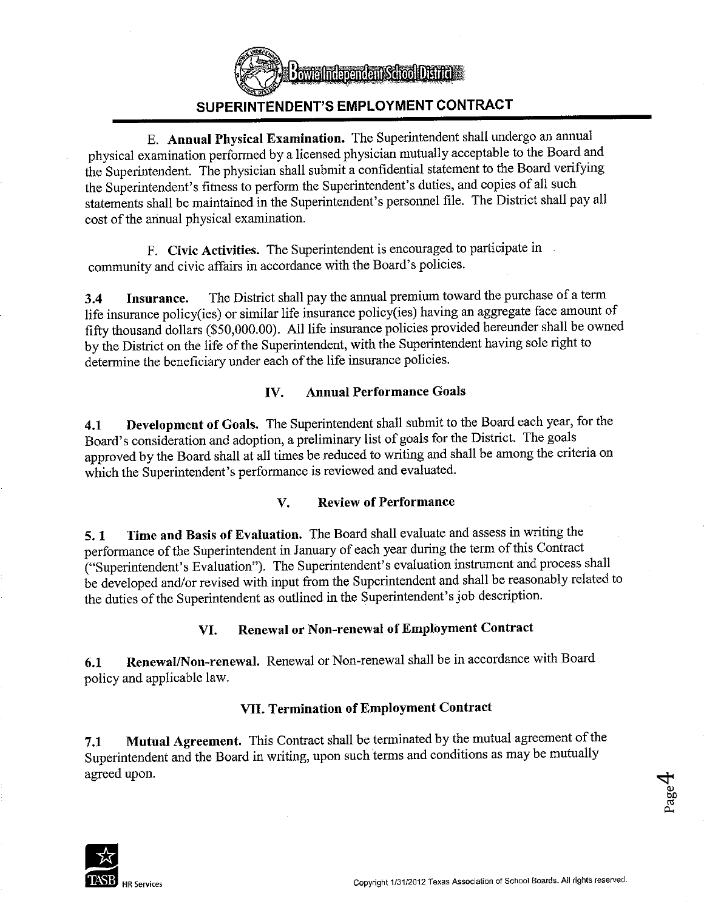E. **Annual Physical Examination.** The Superintendent shall undergo an annual physical examination performed by a licensed physician mutually acceptable to the Board and the Superintendent. The physician shall submit a confidential statement to the Board verifying the Superintendent's fitness to perform the Superintendent's duties, and copies of all such statements shall be maintained in the Superintendent's personnel file. The District shall pay all cost of the annual physical examination.

F. **Civic Activities.** The Superintendent is encouraged to participate in community and civic affairs in accordance with the Board's policies.

**3.4 Insurance.** The District shall pay the annual premium toward the purchase of a term life insurance policy(ies) or similar life insurance policy(ies) having an aggregate face amount of fifty thousand dollars ($50,000.00). All life insurance policies provided hereunder shall be owned by the District on the life of the Superintendent, with the Superintendent having sole right to determine the beneficiary under each of the life insurance policies.

## IV. Annual Performance Goals

**4.1 Development of Goals.** The Superintendent shall submit to the Board each year, for the Board's consideration and adoption, a preliminary list of goals for the District. The goals approved by the Board shall at all times be reduced to writing and shall be among the criteria on which the Superintendent's performance is reviewed and evaluated.

## V. Review of Performance

**5. 1 Time and Basis of Evaluation.** The Board shall evaluate and assess in writing the performance of the Superintendent in January of each year during the term of this Contract ("Superintendent's Evaluation"). The Superintendent's evaluation instrument and process shall be developed and/or revised with input from the Superintendent and shall be reasonably related to the duties of the Superintendent as outlined in the Superintendent's job description.

## VI. Renewal or Non-renewal of Employment Contract

**6.1 Renewal/Non-renewal.** Renewal or Non-renewal shall be in accordance with Board policy and applicable law.

## VII. Termination of Employment Contract

**7.1 Mutual Agreement.** This Contract shall be terminated by the mutual agreement of the Superintendent and the Board in writing, upon such terms and conditions as may be mutually agreed upon.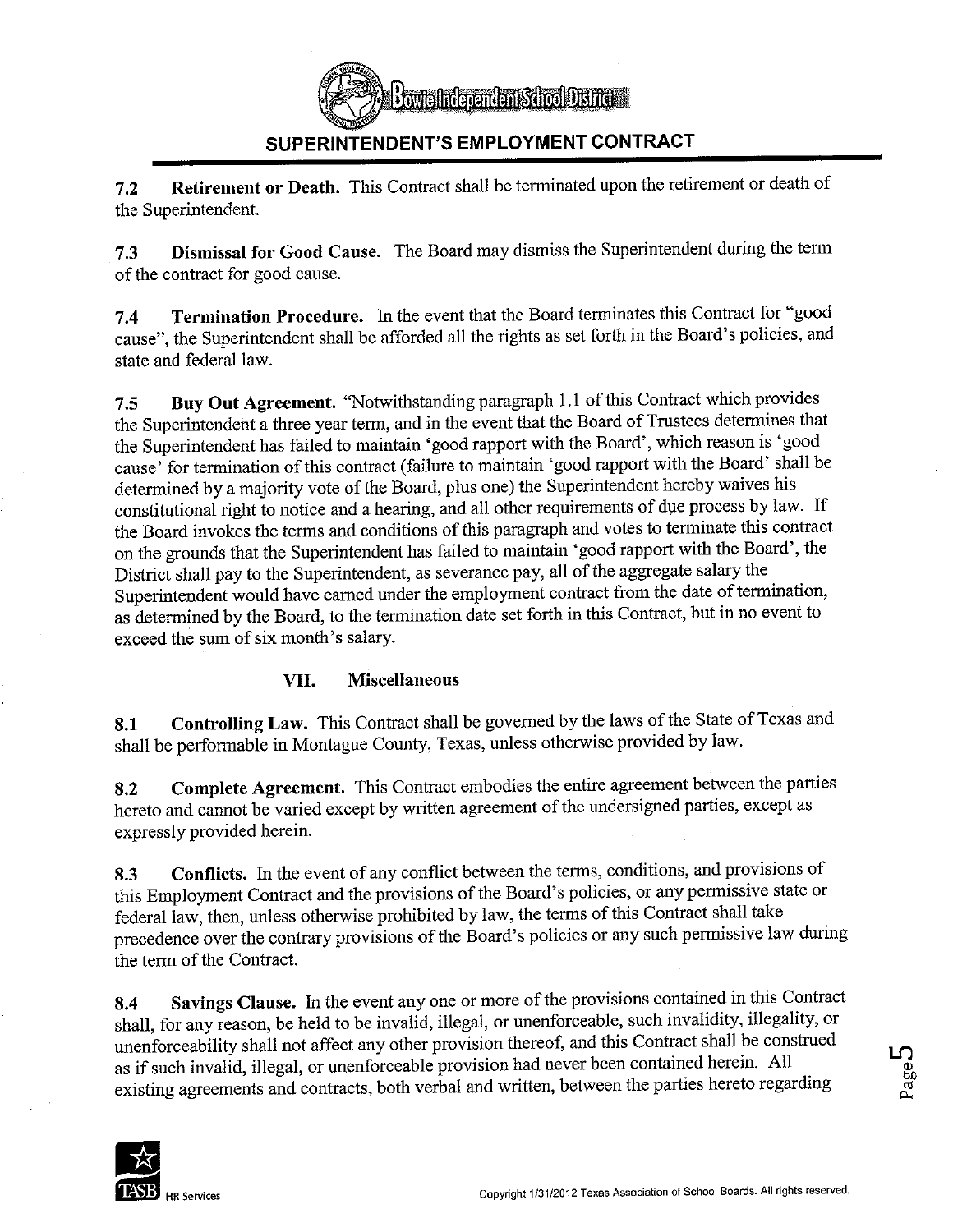**7.2 Retirement or Death.** This Contract shall be terminated upon the retirement or death of the Superintendent.

**7.3 Dismissal for Good Cause.** The Board may dismiss the Superintendent during the term of the contract for good cause.

**7.4 Termination Procedure.** In the event that the Board terminates this Contract for "good cause", the Superintendent shall be afforded all the rights as set forth in the Board's policies, and state and federal law.

**7.5 Buy Out Agreement.** "Notwithstanding paragraph 1.1 of this Contract which provides the Superintendent a three year term, and in the event that the Board of Trustees determines that the Superintendent has failed to maintain 'good rapport with the Board', which reason is 'good cause' for termination of this contract (failure to maintain 'good rapport with the Board' shall be determined by a majority vote of the Board, plus one) the Superintendent hereby waives his constitutional right to notice and a hearing, and all other requirements of due process by law. If the Board invokes the terms and conditions of this paragraph and votes to terminate this contract on the grounds that the Superintendent has failed to maintain 'good rapport with the Board', the District shall pay to the Superintendent, as severance pay, all of the aggregate salary the Superintendent would have earned under the employment contract from the date of termination, as determined by the Board, to the termination date set forth in this Contract, but in no event to exceed the sum of six month's salary.

## VII. Miscellaneous

**8.1 Controlling Law.** This Contract shall be governed by the laws of the State of Texas and shall be performable in Montague County, Texas, unless otherwise provided by law.

**8.2 Complete Agreement.** This Contract embodies the entire agreement between the parties hereto and cannot be varied except by written agreement of the undersigned parties, except as expressly provided herein.

**8.3 Conflicts.** In the event of any conflict between the terms, conditions, and provisions of this Employment Contract and the provisions of the Board's policies, or any permissive state or federal law, then, unless otherwise prohibited by law, the terms of this Contract shall take precedence over the contrary provisions of the Board's policies or any such permissive law during the term of the Contract.

**8.4 Savings Clause.** In the event any one or more of the provisions contained in this Contract shall, for any reason, be held to be invalid, illegal, or unenforceable, such invalidity, illegality, or unenforceability shall not affect any other provision thereof, and this Contract shall be construed as if such invalid, illegal, or unenforceable provision had never been contained herein. All existing agreements and contracts, both verbal and written, between the parties hereto regarding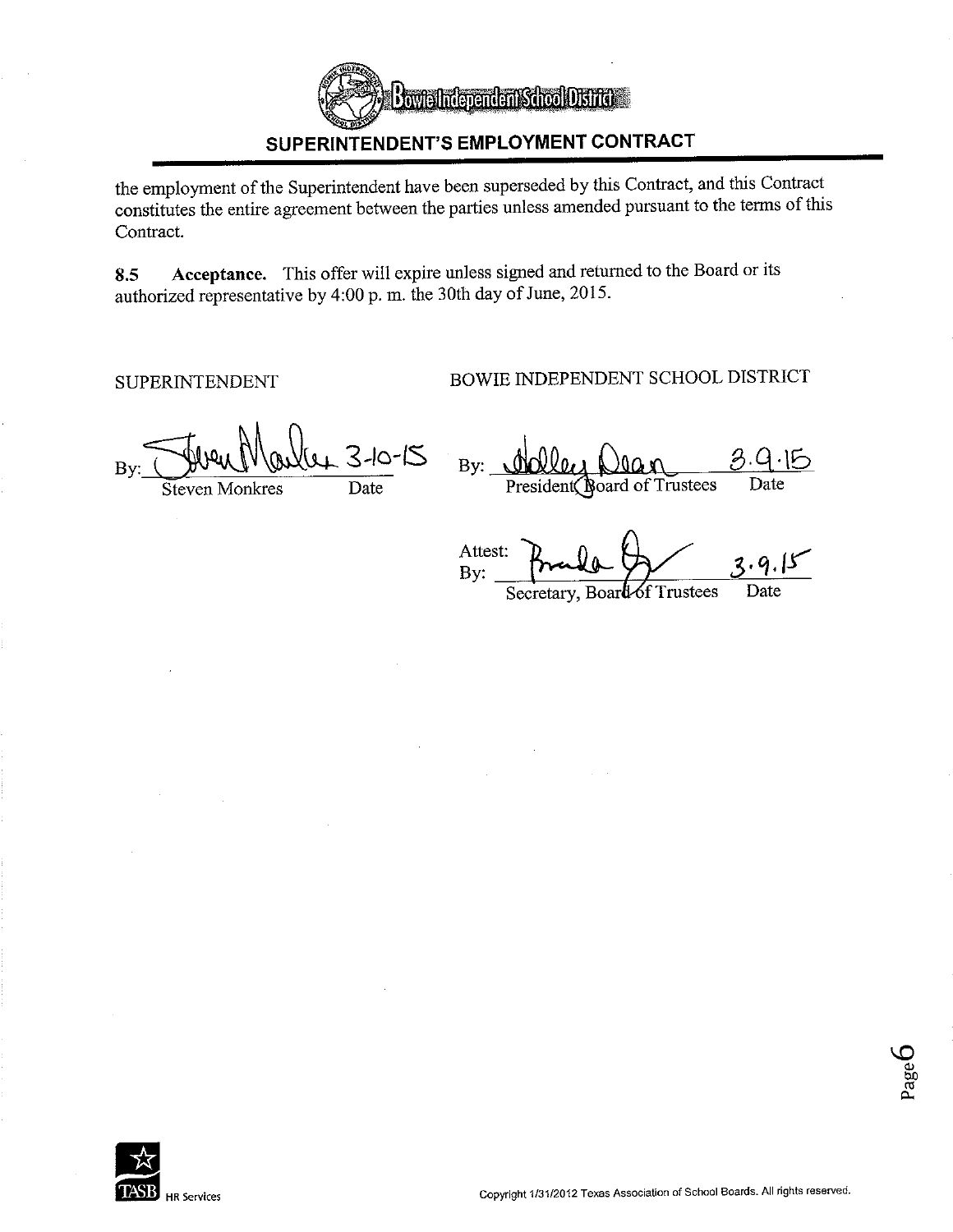the employment of the Superintendent have been superseded by this Contract, and this Contract constitutes the entire agreement between the parties unless amended pursuant to the terms of this Contract.

**8.5 Acceptance.** This offer will expire unless signed and returned to the Board or its authorized representative by 4:00 p. m. the 30th day of June, 2015.

SUPERINTENDENT

By: Steven Monkres 3-10-15
Steven Monkres — Date

BOWIE INDEPENDENT SCHOOL DISTRICT

By: Holley Dean 3.9.15
President, Board of Trustees — Date

Attest:
By: Brenda 3.9.15
Secretary, Board of Trustees — Date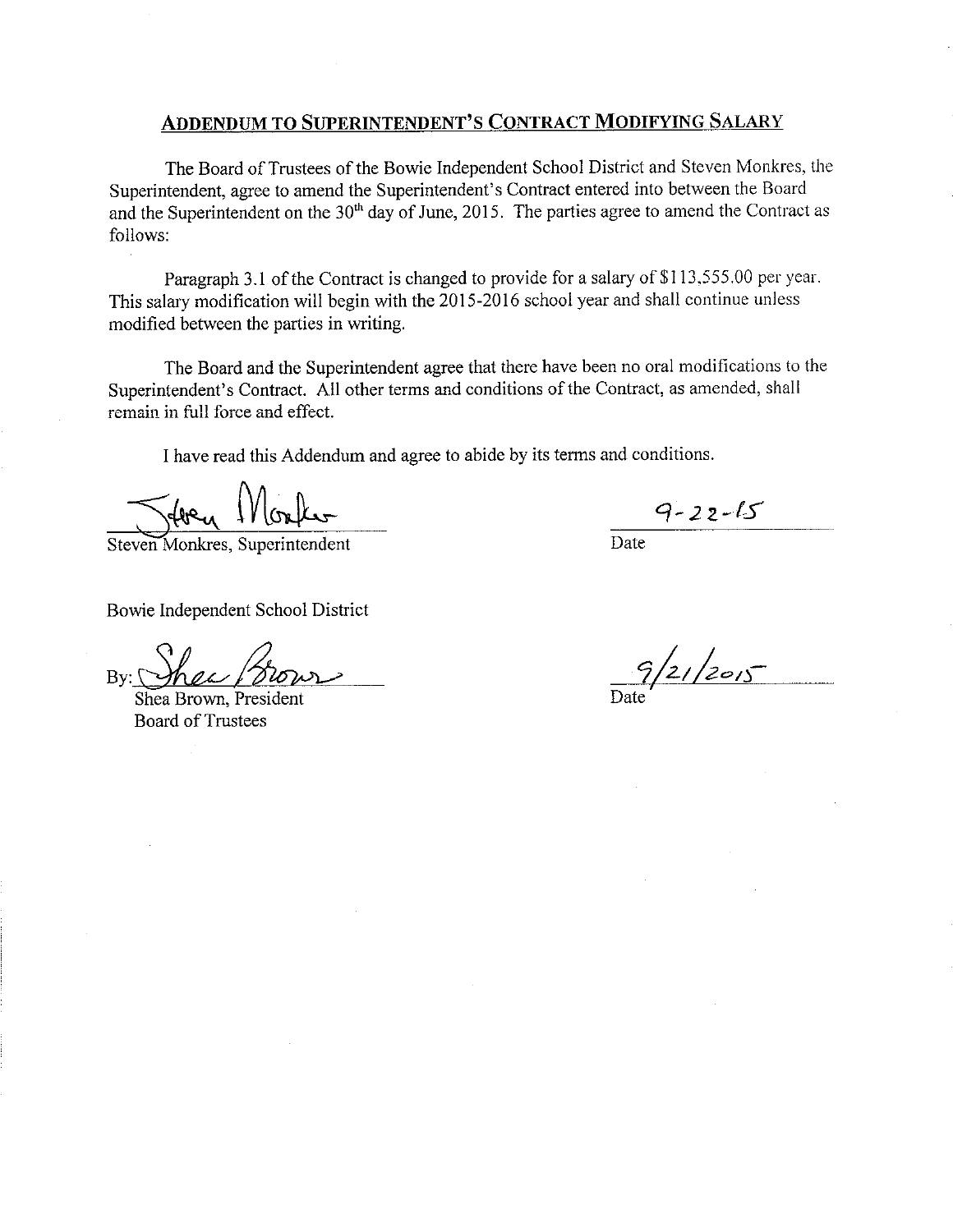## Addendum to Superintendent's Contract Modifying Salary

The Board of Trustees of the Bowie Independent School District and Steven Monkres, the Superintendent, agree to amend the Superintendent's Contract entered into between the Board and the Superintendent on the 30th day of June, 2015. The parties agree to amend the Contract as follows:

Paragraph 3.1 of the Contract is changed to provide for a salary of $113,555.00 per year. This salary modification will begin with the 2015-2016 school year and shall continue unless modified between the parties in writing.

The Board and the Superintendent agree that there have been no oral modifications to the Superintendent's Contract. All other terms and conditions of the Contract, as amended, shall remain in full force and effect.

I have read this Addendum and agree to abide by its terms and conditions.

Steven Monkres

Steven Monkres, Superintendent

9-22-15

Date

Bowie Independent School District

By: Shea Brown

Shea Brown, President
Board of Trustees

9/21/2015

Date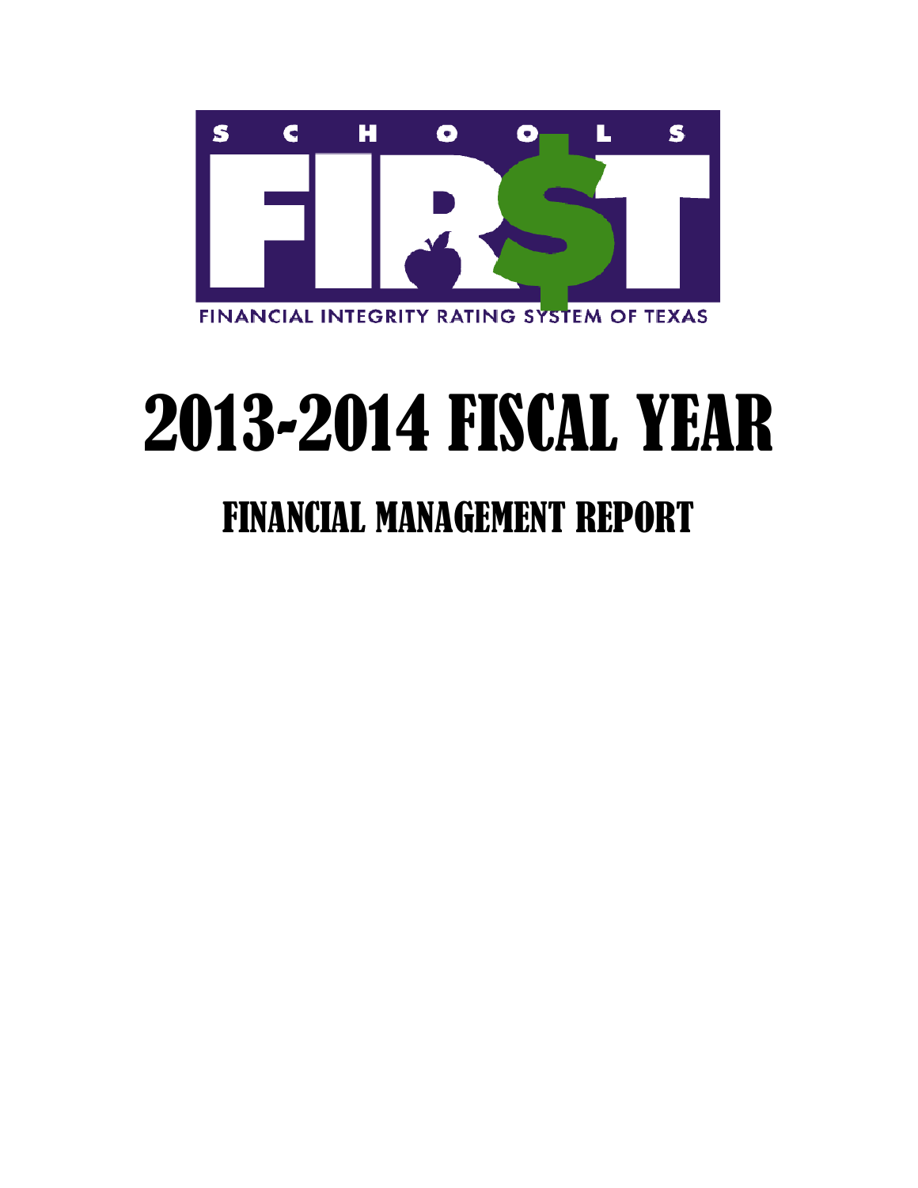SCHOOLS FIRST

FINANCIAL INTEGRITY RATING SYSTEM OF TEXAS

# 2013-2014 FISCAL YEAR

## FINANCIAL MANAGEMENT REPORT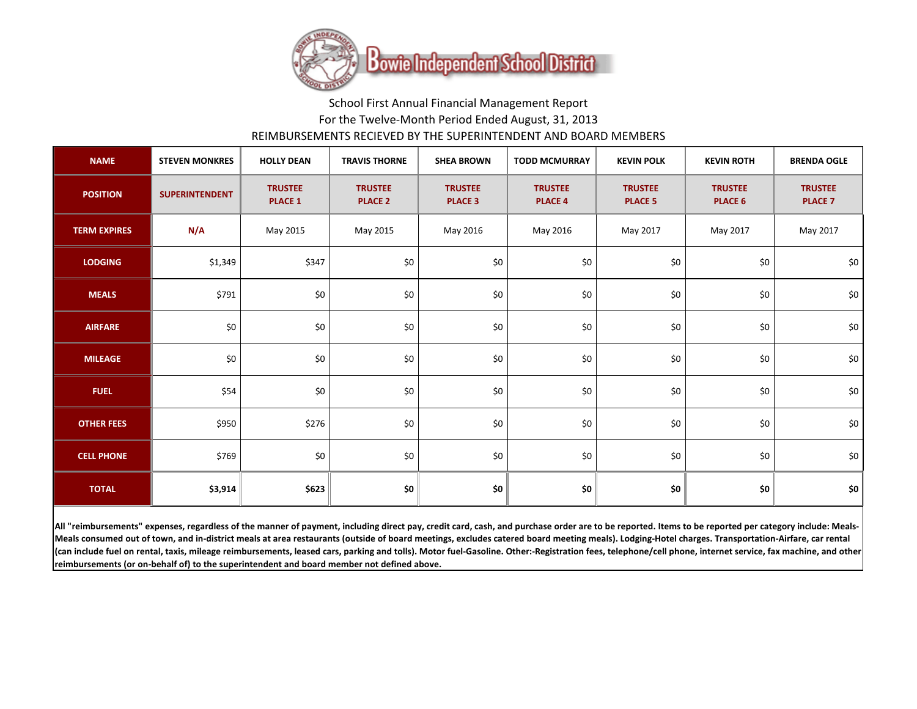# Bowie Independent School District

School First Annual Financial Management Report

For the Twelve-Month Period Ended August, 31, 2013

REIMBURSEMENTS RECIEVED BY THE SUPERINTENDENT AND BOARD MEMBERS

| NAME | STEVEN MONKRES | HOLLY DEAN | TRAVIS THORNE | SHEA BROWN | TODD MCMURRAY | KEVIN POLK | KEVIN ROTH | BRENDA OGLE |
|---|---|---|---|---|---|---|---|---|
| POSITION | SUPERINTENDENT | TRUSTEE PLACE 1 | TRUSTEE PLACE 2 | TRUSTEE PLACE 3 | TRUSTEE PLACE 4 | TRUSTEE PLACE 5 | TRUSTEE PLACE 6 | TRUSTEE PLACE 7 |
| TERM EXPIRES | N/A | May 2015 | May 2015 | May 2016 | May 2016 | May 2017 | May 2017 | May 2017 |
| LODGING | $1,349 | $347 | $0 | $0 | $0 | $0 | $0 | $0 |
| MEALS | $791 | $0 | $0 | $0 | $0 | $0 | $0 | $0 |
| AIRFARE | $0 | $0 | $0 | $0 | $0 | $0 | $0 | $0 |
| MILEAGE | $0 | $0 | $0 | $0 | $0 | $0 | $0 | $0 |
| FUEL | $54 | $0 | $0 | $0 | $0 | $0 | $0 | $0 |
| OTHER FEES | $950 | $276 | $0 | $0 | $0 | $0 | $0 | $0 |
| CELL PHONE | $769 | $0 | $0 | $0 | $0 | $0 | $0 | $0 |
| TOTAL | **$3,914** | **$623** | **$0** | **$0** | **$0** | **$0** | **$0** | **$0** |

**All "reimbursements" expenses, regardless of the manner of payment, including direct pay, credit card, cash, and purchase order are to be reported. Items to be reported per category include: Meals-Meals consumed out of town, and in-district meals at area restaurants (outside of board meetings, excludes catered board meeting meals). Lodging-Hotel charges. Transportation-Airfare, car rental (can include fuel on rental, taxis, mileage reimbursements, leased cars, parking and tolls). Motor fuel-Gasoline. Other:-Registration fees, telephone/cell phone, internet service, fax machine, and other reimbursements (or on-behalf of) to the superintendent and board member not defined above.**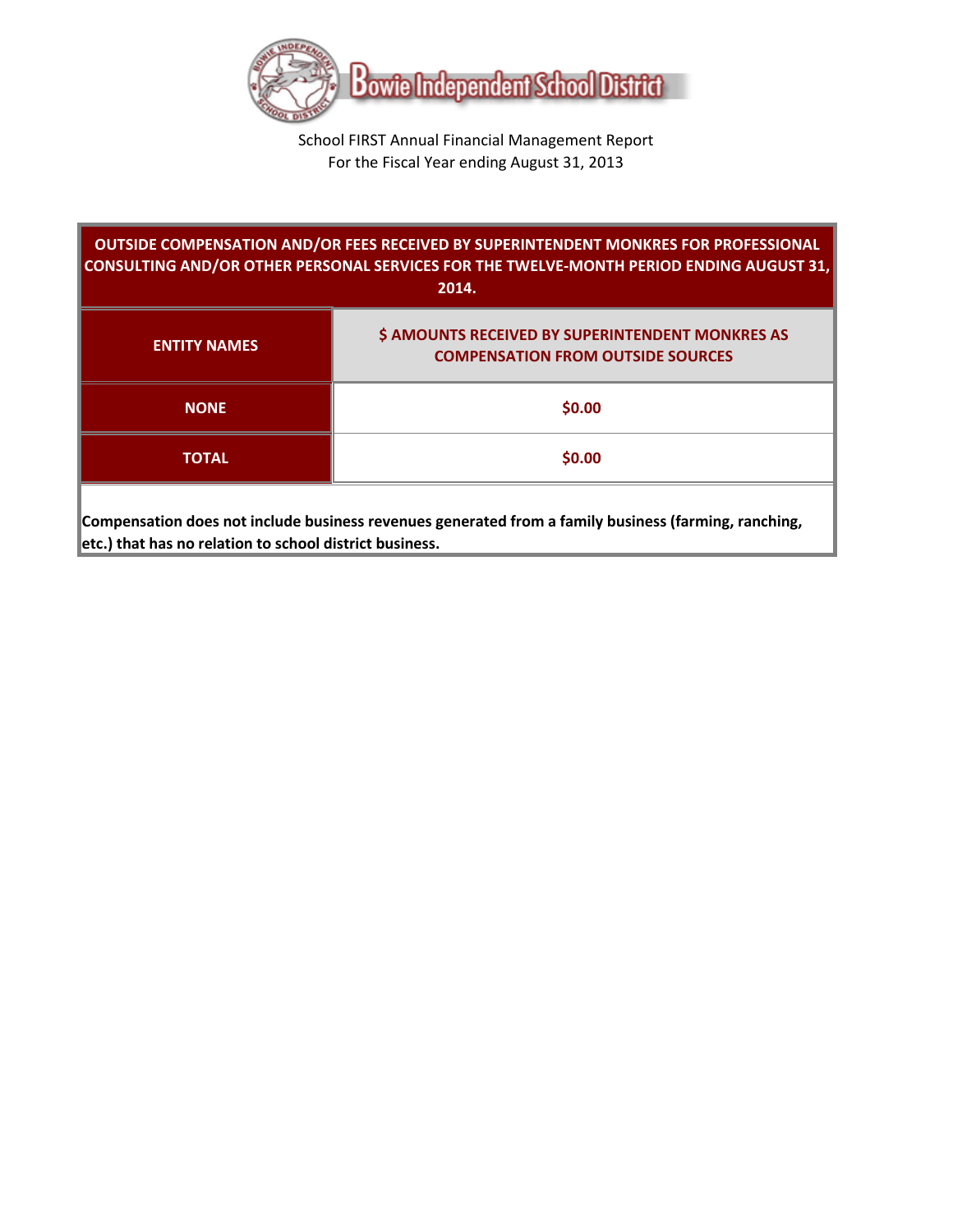Bowie Independent School District

School FIRST Annual Financial Management Report
For the Fiscal Year ending August 31, 2013

| OUTSIDE COMPENSATION AND/OR FEES RECEIVED BY SUPERINTENDENT MONKRES FOR PROFESSIONAL CONSULTING AND/OR OTHER PERSONAL SERVICES FOR THE TWELVE-MONTH PERIOD ENDING AUGUST 31, 2014. | |
|---|---|
| **ENTITY NAMES** | **$ AMOUNTS RECEIVED BY SUPERINTENDENT MONKRES AS COMPENSATION FROM OUTSIDE SOURCES** |
| **NONE** | **$0.00** |
| **TOTAL** | **$0.00** |

**Compensation does not include business revenues generated from a family business (farming, ranching, etc.) that has no relation to school district business.**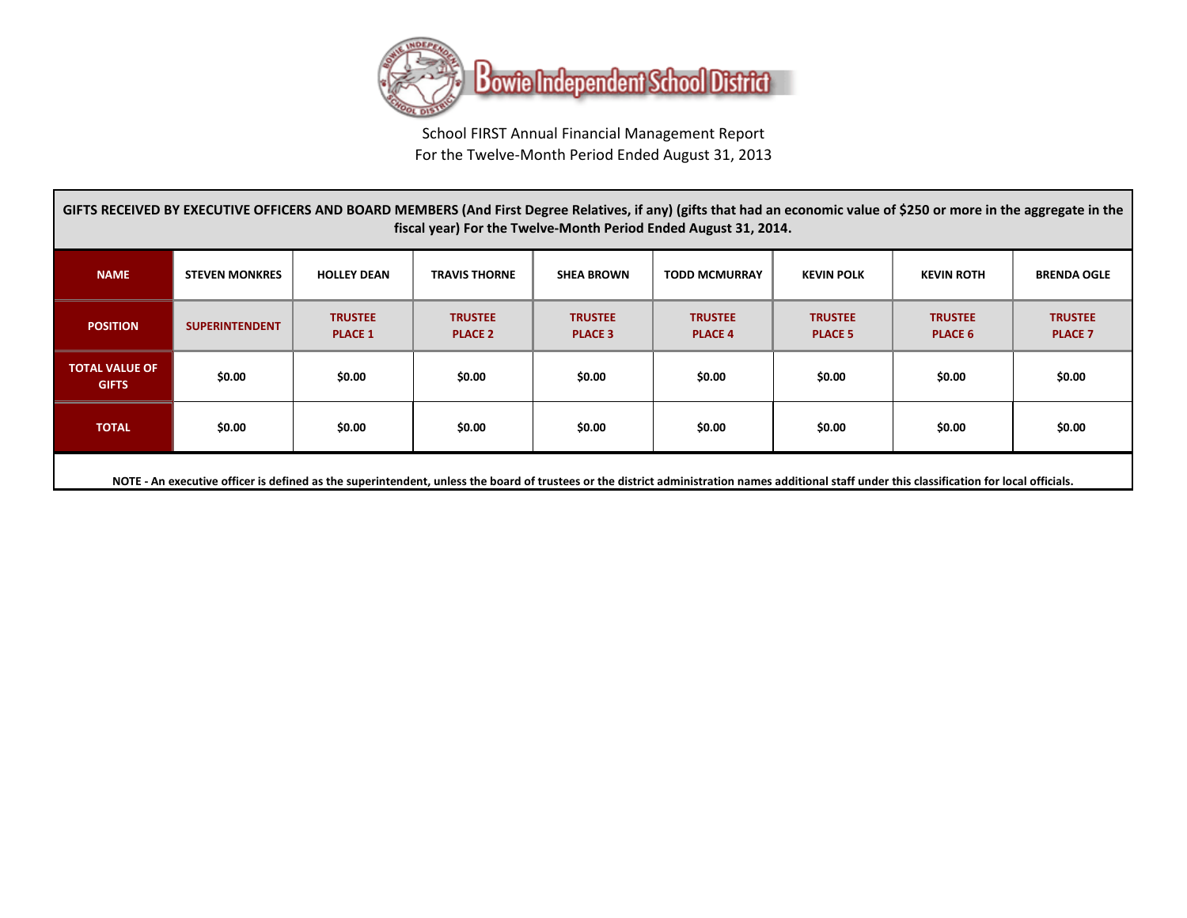# Bowie Independent School District

School FIRST Annual Financial Management Report
For the Twelve-Month Period Ended August 31, 2013

| GIFTS RECEIVED BY EXECUTIVE OFFICERS AND BOARD MEMBERS (And First Degree Relatives, if any) (gifts that had an economic value of $250 or more in the aggregate in the fiscal year) For the Twelve-Month Period Ended August 31, 2014. | | | | | | | | |
|---|---|---|---|---|---|---|---|---|
| **NAME** | **STEVEN MONKRES** | **HOLLEY DEAN** | **TRAVIS THORNE** | **SHEA BROWN** | **TODD MCMURRAY** | **KEVIN POLK** | **KEVIN ROTH** | **BRENDA OGLE** |
| **POSITION** | **SUPERINTENDENT** | **TRUSTEE PLACE 1** | **TRUSTEE PLACE 2** | **TRUSTEE PLACE 3** | **TRUSTEE PLACE 4** | **TRUSTEE PLACE 5** | **TRUSTEE PLACE 6** | **TRUSTEE PLACE 7** |
| **TOTAL VALUE OF GIFTS** | $0.00 | $0.00 | $0.00 | $0.00 | $0.00 | $0.00 | $0.00 | $0.00 |
| **TOTAL** | $0.00 | $0.00 | $0.00 | $0.00 | $0.00 | $0.00 | $0.00 | $0.00 |

**NOTE - An executive officer is defined as the superintendent, unless the board of trustees or the district administration names additional staff under this classification for local officials.**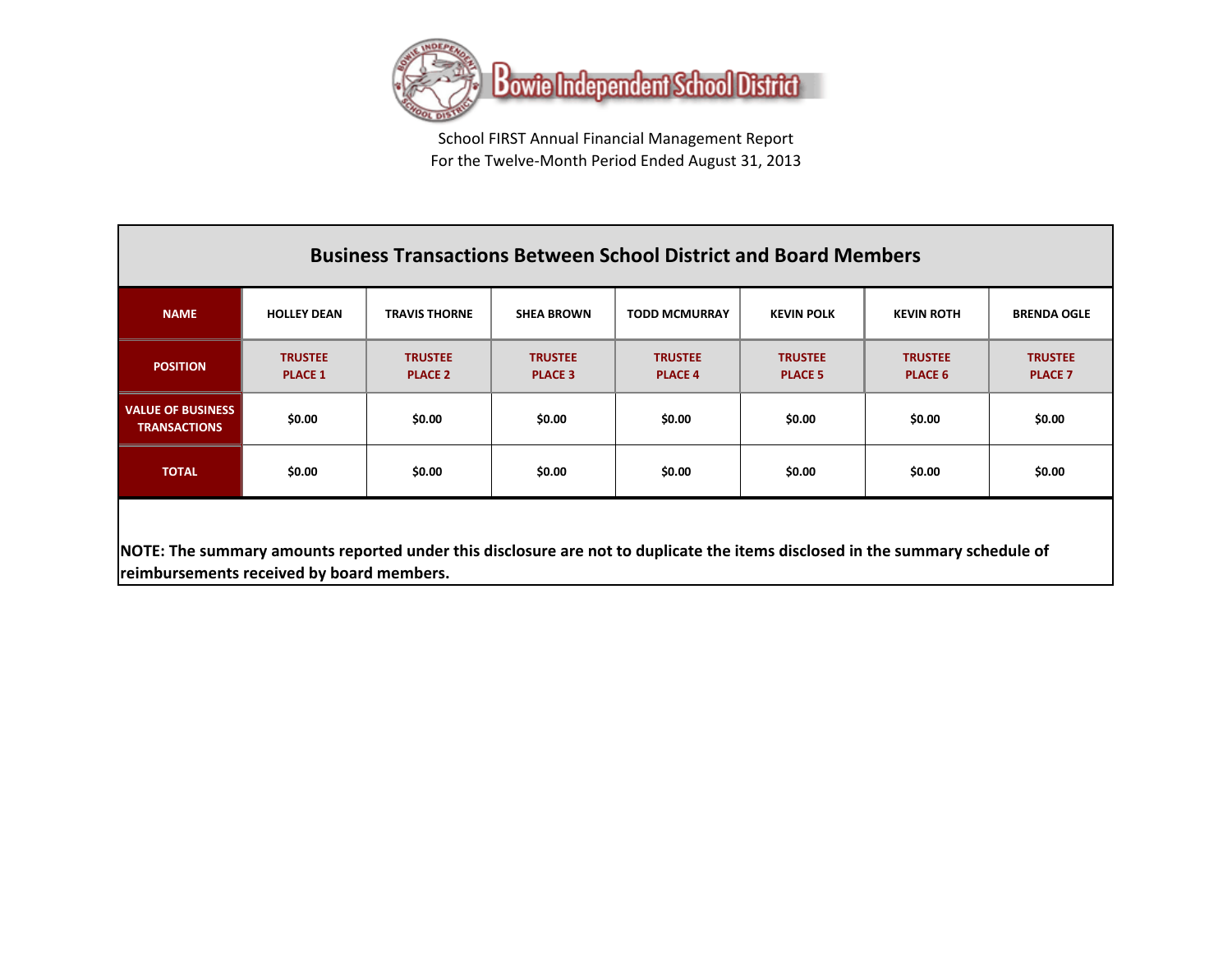Bowie Independent School District

School FIRST Annual Financial Management Report
For the Twelve-Month Period Ended August 31, 2013

## Business Transactions Between School District and Board Members

| NAME | HOLLEY DEAN | TRAVIS THORNE | SHEA BROWN | TODD MCMURRAY | KEVIN POLK | KEVIN ROTH | BRENDA OGLE |
|---|---|---|---|---|---|---|---|
| POSITION | TRUSTEE PLACE 1 | TRUSTEE PLACE 2 | TRUSTEE PLACE 3 | TRUSTEE PLACE 4 | TRUSTEE PLACE 5 | TRUSTEE PLACE 6 | TRUSTEE PLACE 7 |
| VALUE OF BUSINESS TRANSACTIONS | $0.00 | $0.00 | $0.00 | $0.00 | $0.00 | $0.00 | $0.00 |
| TOTAL | $0.00 | $0.00 | $0.00 | $0.00 | $0.00 | $0.00 | $0.00 |

**NOTE: The summary amounts reported under this disclosure are not to duplicate the items disclosed in the summary schedule of reimbursements received by board members.**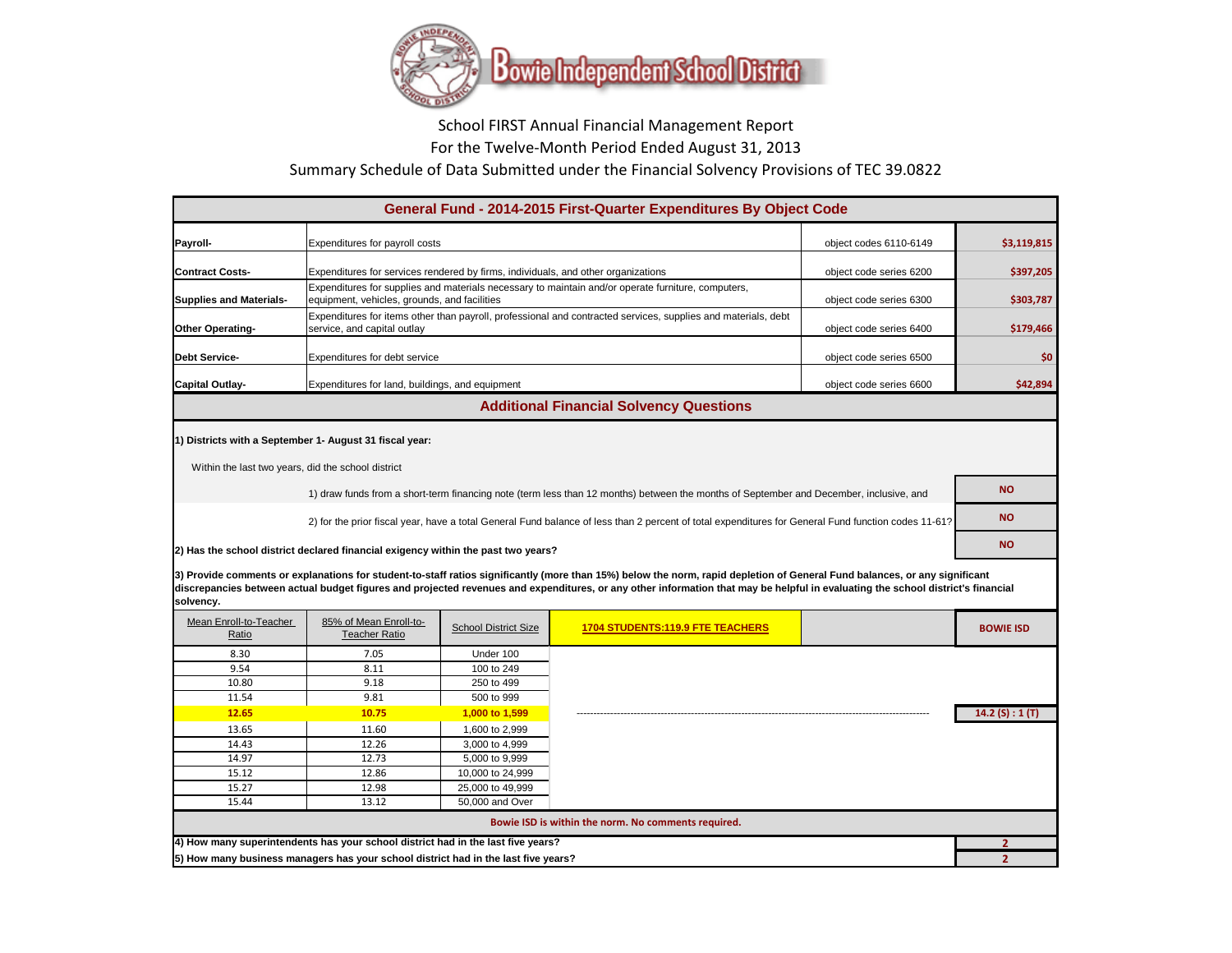# Bowie Independent School District

School FIRST Annual Financial Management Report

For the Twelve-Month Period Ended August 31, 2013

Summary Schedule of Data Submitted under the Financial Solvency Provisions of TEC 39.0822

## General Fund - 2014-2015 First-Quarter Expenditures By Object Code

| | | | |
|---|---|---|---|
| **Payroll-** | Expenditures for payroll costs | object codes 6110-6149 | **$3,119,815** |
| **Contract Costs-** | Expenditures for services rendered by firms, individuals, and other organizations | object code series 6200 | **$397,205** |
| **Supplies and Materials-** | Expenditures for supplies and materials necessary to maintain and/or operate furniture, computers, equipment, vehicles, grounds, and facilities | object code series 6300 | **$303,787** |
| **Other Operating-** | Expenditures for items other than payroll, professional and contracted services, supplies and materials, debt service, and capital outlay | object code series 6400 | **$179,466** |
| **Debt Service-** | Expenditures for debt service | object code series 6500 | **$0** |
| **Capital Outlay-** | Expenditures for land, buildings, and equipment | object code series 6600 | **$42,894** |

## Additional Financial Solvency Questions

**1) Districts with a September 1- August 31 fiscal year:**

Within the last two years, did the school district

1) draw funds from a short-term financing note (term less than 12 months) between the months of September and December, inclusive, and — **NO**

2) for the prior fiscal year, have a total General Fund balance of less than 2 percent of total expenditures for General Fund function codes 11-61? — **NO**

**2) Has the school district declared financial exigency within the past two years?** — **NO**

**3) Provide comments or explanations for student-to-staff ratios significantly (more than 15%) below the norm, rapid depletion of General Fund balances, or any significant discrepancies between actual budget figures and projected revenues and expenditures, or any other information that may be helpful in evaluating the school district's financial solvency.**

| Mean Enroll-to-Teacher Ratio | 85% of Mean Enroll-to-Teacher Ratio | School District Size | 1704 STUDENTS:119.9 FTE TEACHERS | BOWIE ISD |
|---|---|---|---|---|
| 8.30 | 7.05 | Under 100 | | |
| 9.54 | 8.11 | 100 to 249 | | |
| 10.80 | 9.18 | 250 to 499 | | |
| 11.54 | 9.81 | 500 to 999 | | |
| **12.65** | **10.75** | **1,000 to 1,599** | ------------------------------------------------ | **14.2 (S) : 1 (T)** |
| 13.65 | 11.60 | 1,600 to 2,999 | | |
| 14.43 | 12.26 | 3,000 to 4,999 | | |
| 14.97 | 12.73 | 5,000 to 9,999 | | |
| 15.12 | 12.86 | 10,000 to 24,999 | | |
| 15.27 | 12.98 | 25,000 to 49,999 | | |
| 15.44 | 13.12 | 50,000 and Over | | |

**Bowie ISD is within the norm. No comments required.**

**4) How many superintendents has your school district had in the last five years?** — **2**

**5) How many business managers has your school district had in the last five years?** — **2**